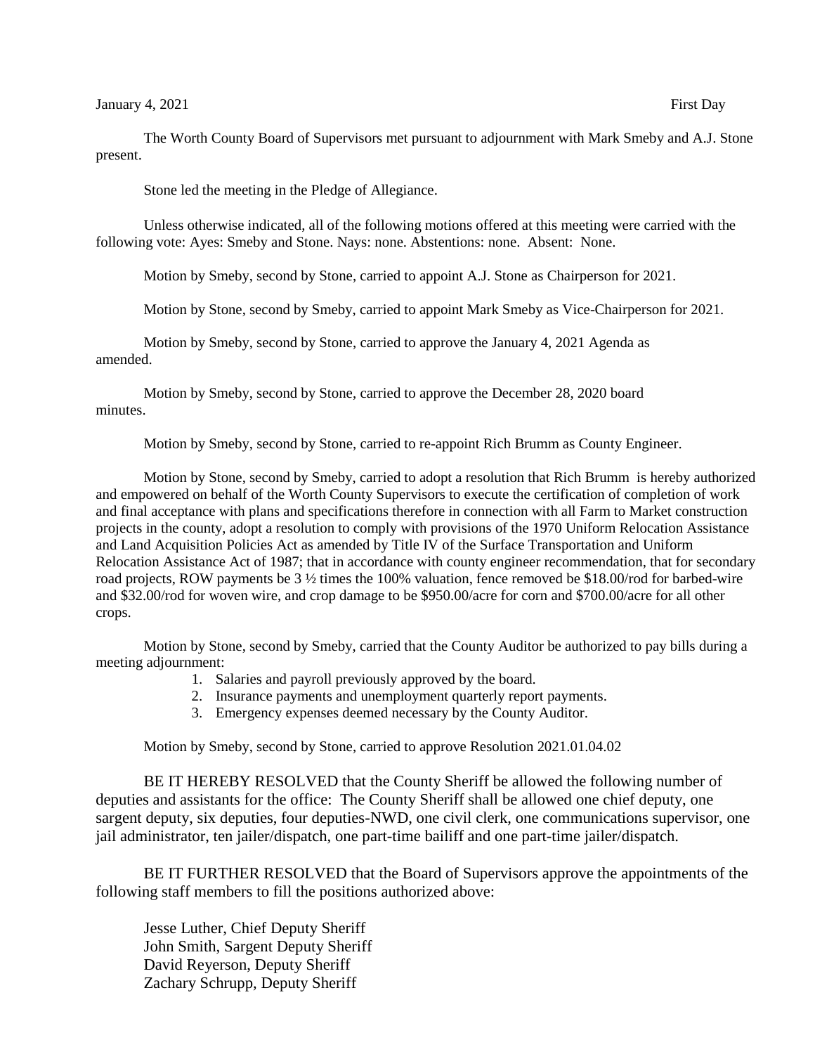January 4, 2021 First Day

The Worth County Board of Supervisors met pursuant to adjournment with Mark Smeby and A.J. Stone present.

Stone led the meeting in the Pledge of Allegiance.

Unless otherwise indicated, all of the following motions offered at this meeting were carried with the following vote: Ayes: Smeby and Stone. Nays: none. Abstentions: none. Absent: None.

Motion by Smeby, second by Stone, carried to appoint A.J. Stone as Chairperson for 2021.

Motion by Stone, second by Smeby, carried to appoint Mark Smeby as Vice-Chairperson for 2021.

Motion by Smeby, second by Stone, carried to approve the January 4, 2021 Agenda as amended.

Motion by Smeby, second by Stone, carried to approve the December 28, 2020 board minutes.

Motion by Smeby, second by Stone, carried to re-appoint Rich Brumm as County Engineer.

Motion by Stone, second by Smeby, carried to adopt a resolution that Rich Brumm is hereby authorized and empowered on behalf of the Worth County Supervisors to execute the certification of completion of work and final acceptance with plans and specifications therefore in connection with all Farm to Market construction projects in the county, adopt a resolution to comply with provisions of the 1970 Uniform Relocation Assistance and Land Acquisition Policies Act as amended by Title IV of the Surface Transportation and Uniform Relocation Assistance Act of 1987; that in accordance with county engineer recommendation, that for secondary road projects, ROW payments be 3 ½ times the 100% valuation, fence removed be $18.00/rod for barbed-wire and $32.00/rod for woven wire, and crop damage to be $950.00/acre for corn and $700.00/acre for all other crops.

Motion by Stone, second by Smeby, carried that the County Auditor be authorized to pay bills during a meeting adjournment:

1. Salaries and payroll previously approved by the board.
2. Insurance payments and unemployment quarterly report payments.
3. Emergency expenses deemed necessary by the County Auditor.

Motion by Smeby, second by Stone, carried to approve Resolution 2021.01.04.02

BE IT HEREBY RESOLVED that the County Sheriff be allowed the following number of deputies and assistants for the office: The County Sheriff shall be allowed one chief deputy, one sargent deputy, six deputies, four deputies-NWD, one civil clerk, one communications supervisor, one jail administrator, ten jailer/dispatch, one part-time bailiff and one part-time jailer/dispatch.

BE IT FURTHER RESOLVED that the Board of Supervisors approve the appointments of the following staff members to fill the positions authorized above:

Jesse Luther, Chief Deputy Sheriff
John Smith, Sargent Deputy Sheriff
David Reyerson, Deputy Sheriff
Zachary Schrupp, Deputy Sheriff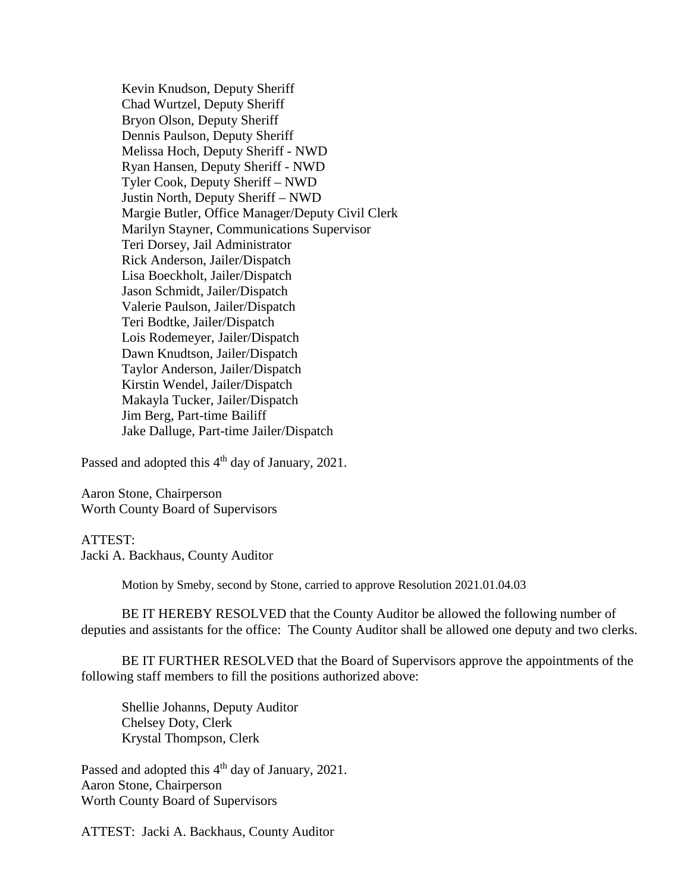Kevin Knudson, Deputy Sheriff
Chad Wurtzel, Deputy Sheriff
Bryon Olson, Deputy Sheriff
Dennis Paulson, Deputy Sheriff
Melissa Hoch, Deputy Sheriff - NWD
Ryan Hansen, Deputy Sheriff - NWD
Tyler Cook, Deputy Sheriff – NWD
Justin North, Deputy Sheriff – NWD
Margie Butler, Office Manager/Deputy Civil Clerk
Marilyn Stayner, Communications Supervisor
Teri Dorsey, Jail Administrator
Rick Anderson, Jailer/Dispatch
Lisa Boeckholt, Jailer/Dispatch
Jason Schmidt, Jailer/Dispatch
Valerie Paulson, Jailer/Dispatch
Teri Bodtke, Jailer/Dispatch
Lois Rodemeyer, Jailer/Dispatch
Dawn Knudtson, Jailer/Dispatch
Taylor Anderson, Jailer/Dispatch
Kirstin Wendel, Jailer/Dispatch
Makayla Tucker, Jailer/Dispatch
Jim Berg, Part-time Bailiff
Jake Dalluge, Part-time Jailer/Dispatch

Passed and adopted this 4th day of January, 2021.

Aaron Stone, Chairperson
Worth County Board of Supervisors

ATTEST:
Jacki A. Backhaus, County Auditor

Motion by Smeby, second by Stone, carried to approve Resolution 2021.01.04.03

BE IT HEREBY RESOLVED that the County Auditor be allowed the following number of deputies and assistants for the office: The County Auditor shall be allowed one deputy and two clerks.

BE IT FURTHER RESOLVED that the Board of Supervisors approve the appointments of the following staff members to fill the positions authorized above:

Shellie Johanns, Deputy Auditor
Chelsey Doty, Clerk
Krystal Thompson, Clerk

Passed and adopted this 4th day of January, 2021.
Aaron Stone, Chairperson
Worth County Board of Supervisors

ATTEST: Jacki A. Backhaus, County Auditor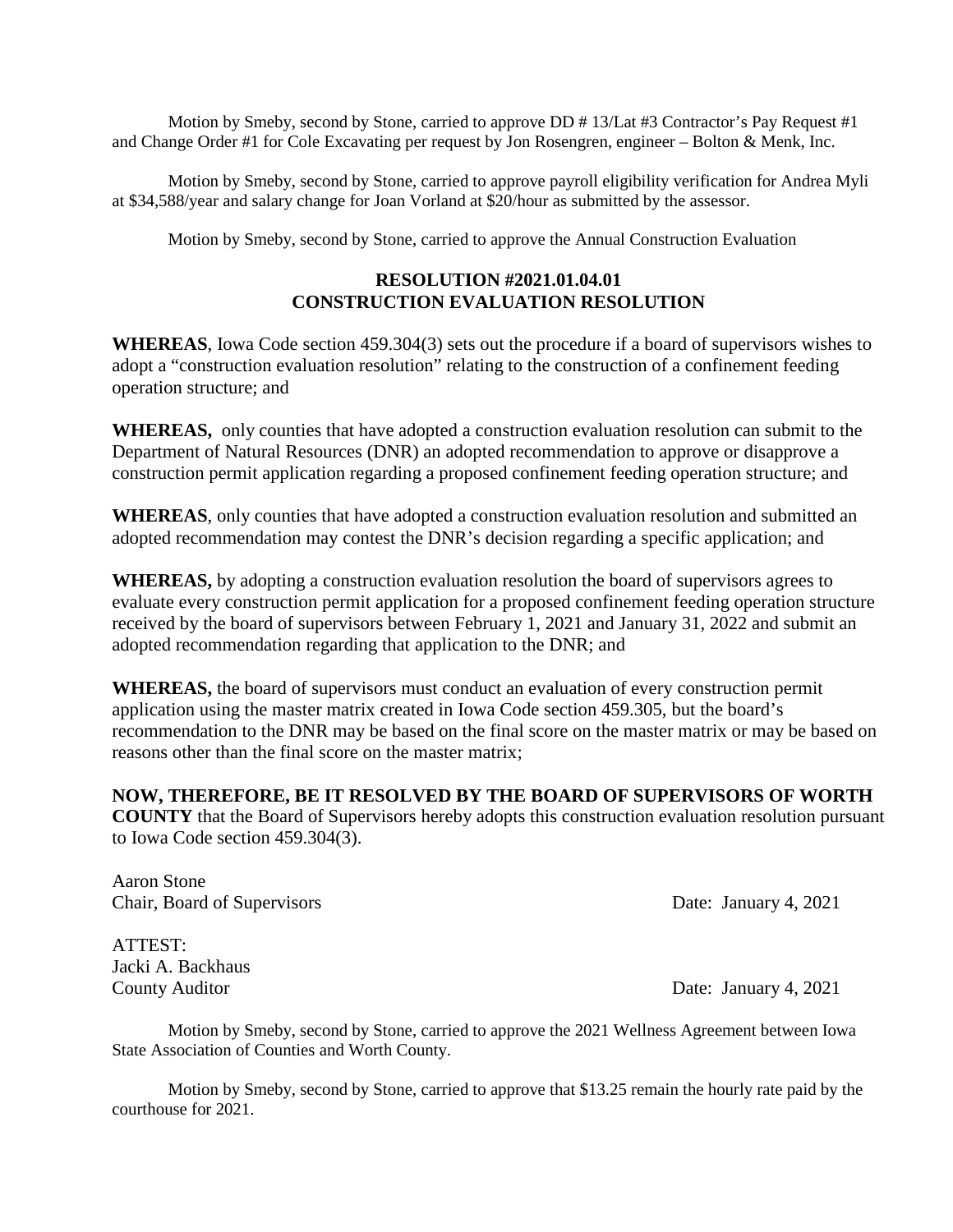Motion by Smeby, second by Stone, carried to approve DD # 13/Lat #3 Contractor's Pay Request #1 and Change Order #1 for Cole Excavating per request by Jon Rosengren, engineer – Bolton & Menk, Inc.

Motion by Smeby, second by Stone, carried to approve payroll eligibility verification for Andrea Myli at $34,588/year and salary change for Joan Vorland at $20/hour as submitted by the assessor.

Motion by Smeby, second by Stone, carried to approve the Annual Construction Evaluation

**RESOLUTION #2021.01.04.01**
**CONSTRUCTION EVALUATION RESOLUTION**

**WHEREAS**, Iowa Code section 459.304(3) sets out the procedure if a board of supervisors wishes to adopt a "construction evaluation resolution" relating to the construction of a confinement feeding operation structure; and

**WHEREAS,** only counties that have adopted a construction evaluation resolution can submit to the Department of Natural Resources (DNR) an adopted recommendation to approve or disapprove a construction permit application regarding a proposed confinement feeding operation structure; and

**WHEREAS**, only counties that have adopted a construction evaluation resolution and submitted an adopted recommendation may contest the DNR's decision regarding a specific application; and

**WHEREAS,** by adopting a construction evaluation resolution the board of supervisors agrees to evaluate every construction permit application for a proposed confinement feeding operation structure received by the board of supervisors between February 1, 2021 and January 31, 2022 and submit an adopted recommendation regarding that application to the DNR; and

**WHEREAS,** the board of supervisors must conduct an evaluation of every construction permit application using the master matrix created in Iowa Code section 459.305, but the board's recommendation to the DNR may be based on the final score on the master matrix or may be based on reasons other than the final score on the master matrix;

**NOW, THEREFORE, BE IT RESOLVED BY THE BOARD OF SUPERVISORS OF WORTH COUNTY** that the Board of Supervisors hereby adopts this construction evaluation resolution pursuant to Iowa Code section 459.304(3).

Aaron Stone
Chair, Board of Supervisors Date: January 4, 2021

ATTEST:
Jacki A. Backhaus
County Auditor Date: January 4, 2021

Motion by Smeby, second by Stone, carried to approve the 2021 Wellness Agreement between Iowa State Association of Counties and Worth County.

Motion by Smeby, second by Stone, carried to approve that $13.25 remain the hourly rate paid by the courthouse for 2021.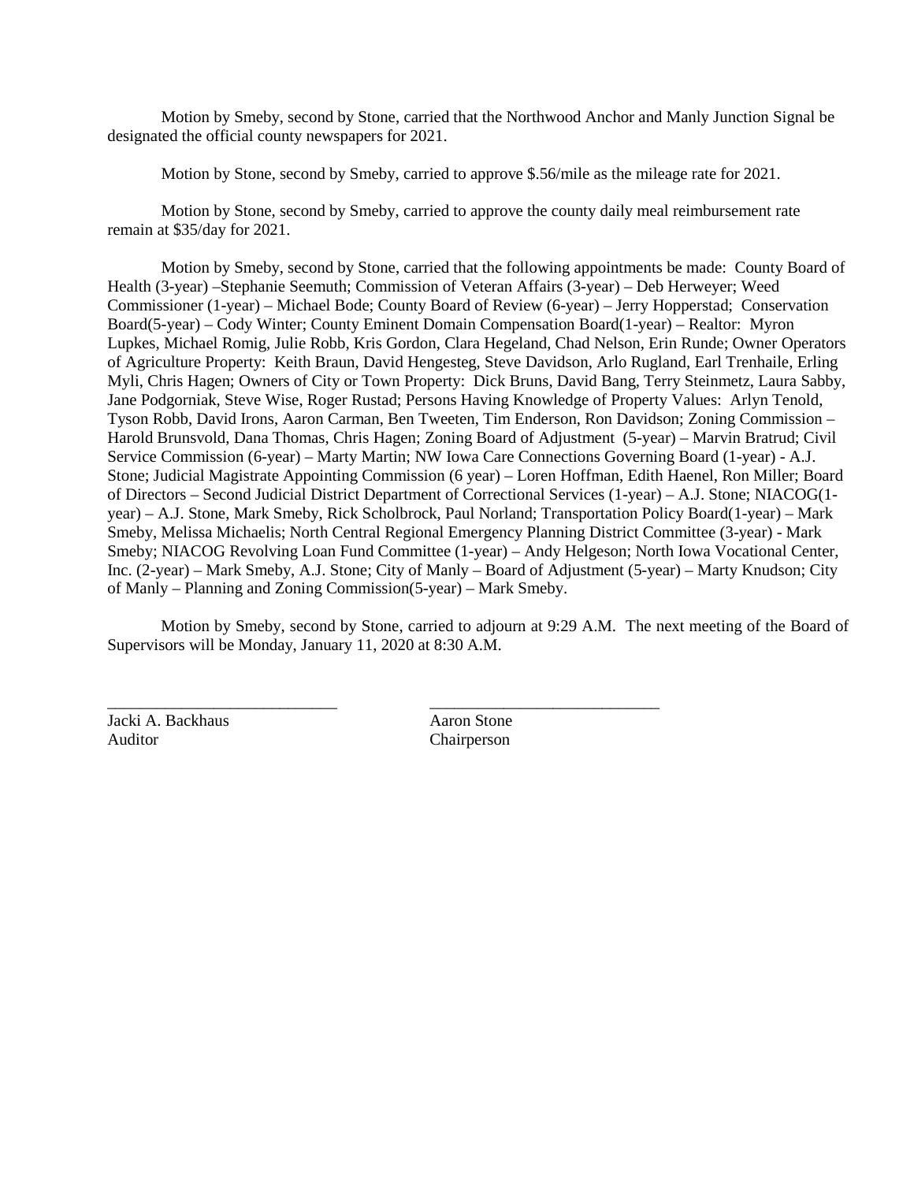Motion by Smeby, second by Stone, carried that the Northwood Anchor and Manly Junction Signal be designated the official county newspapers for 2021.

Motion by Stone, second by Smeby, carried to approve $.56/mile as the mileage rate for 2021.

Motion by Stone, second by Smeby, carried to approve the county daily meal reimbursement rate remain at $35/day for 2021.

Motion by Smeby, second by Stone, carried that the following appointments be made: County Board of Health (3-year) –Stephanie Seemuth; Commission of Veteran Affairs (3-year) – Deb Herweyer; Weed Commissioner (1-year) – Michael Bode; County Board of Review (6-year) – Jerry Hopperstad; Conservation Board(5-year) – Cody Winter; County Eminent Domain Compensation Board(1-year) – Realtor: Myron Lupkes, Michael Romig, Julie Robb, Kris Gordon, Clara Hegeland, Chad Nelson, Erin Runde; Owner Operators of Agriculture Property: Keith Braun, David Hengesteg, Steve Davidson, Arlo Rugland, Earl Trenhaile, Erling Myli, Chris Hagen; Owners of City or Town Property: Dick Bruns, David Bang, Terry Steinmetz, Laura Sabby, Jane Podgorniak, Steve Wise, Roger Rustad; Persons Having Knowledge of Property Values: Arlyn Tenold, Tyson Robb, David Irons, Aaron Carman, Ben Tweeten, Tim Enderson, Ron Davidson; Zoning Commission – Harold Brunsvold, Dana Thomas, Chris Hagen; Zoning Board of Adjustment (5-year) – Marvin Bratrud; Civil Service Commission (6-year) – Marty Martin; NW Iowa Care Connections Governing Board (1-year) - A.J. Stone; Judicial Magistrate Appointing Commission (6 year) – Loren Hoffman, Edith Haenel, Ron Miller; Board of Directors – Second Judicial District Department of Correctional Services (1-year) – A.J. Stone; NIACOG(1-year) – A.J. Stone, Mark Smeby, Rick Scholbrock, Paul Norland; Transportation Policy Board(1-year) – Mark Smeby, Melissa Michaelis; North Central Regional Emergency Planning District Committee (3-year) - Mark Smeby; NIACOG Revolving Loan Fund Committee (1-year) – Andy Helgeson; North Iowa Vocational Center, Inc. (2-year) – Mark Smeby, A.J. Stone; City of Manly – Board of Adjustment (5-year) – Marty Knudson; City of Manly – Planning and Zoning Commission(5-year) – Mark Smeby.

Motion by Smeby, second by Stone, carried to adjourn at 9:29 A.M. The next meeting of the Board of Supervisors will be Monday, January 11, 2020 at 8:30 A.M.

\_\_\_\_\_\_\_\_\_\_\_\_\_\_\_\_\_\_\_\_\_\_\_\_\_\_\_\_ \_\_\_\_\_\_\_\_\_\_\_\_\_\_\_\_\_\_\_\_\_\_\_\_\_\_\_\_

Jacki A. Backhaus  
Auditor

Aaron Stone  
Chairperson